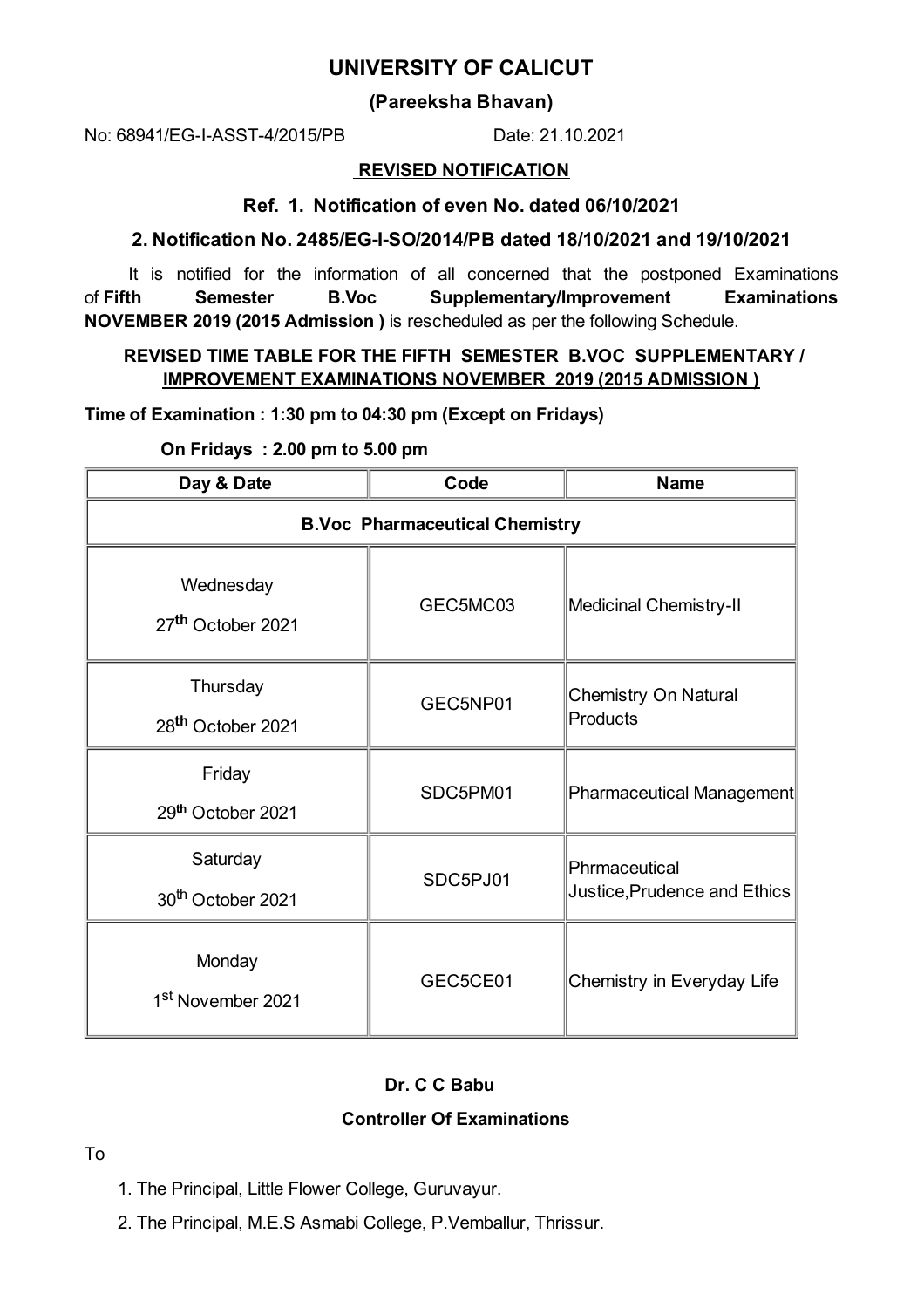# UNIVERSITY OF CALICUT

## (Pareeksha Bhavan)

No: 68941/EG-I-ASST-4/2015/PB Date: 21.10.2021

**REVISED NOTIFICATION**

**Ref. 1. Notification of even No. dated 06/10/2021**

**2. Notification No. 2485/EG-I-SO/2014/PB dated 18/10/2021 and 19/10/2021**

It is notified for the information of all concerned that the postponed Examinations of **Fifth Semester B.Voc Supplementary/Improvement Examinations NOVEMBER 2019 (2015 Admission )** is rescheduled as per the following Schedule.

**REVISED TIME TABLE FOR THE FIFTH SEMESTER B.VOC SUPPLEMENTARY / IMPROVEMENT EXAMINATIONS NOVEMBER 2019 (2015 ADMISSION )**

**Time of Examination : 1:30 pm to 04:30 pm (Except on Fridays)**

**On Fridays : 2.00 pm to 5.00 pm**

| Day & Date | Code | Name |
|---|---|---|
| **B.Voc Pharmaceutical Chemistry** | | |
| Wednesday 27th October 2021 | GEC5MC03 | Medicinal Chemistry-II |
| Thursday 28th October 2021 | GEC5NP01 | Chemistry On Natural Products |
| Friday 29th October 2021 | SDC5PM01 | Pharmaceutical Management |
| Saturday 30th October 2021 | SDC5PJ01 | Phrmaceutical Justice,Prudence and Ethics |
| Monday 1st November 2021 | GEC5CE01 | Chemistry in Everyday Life |

**Dr. C C Babu**

**Controller Of Examinations**

To

1. The Principal, Little Flower College, Guruvayur.
2. The Principal, M.E.S Asmabi College, P.Vemballur, Thrissur.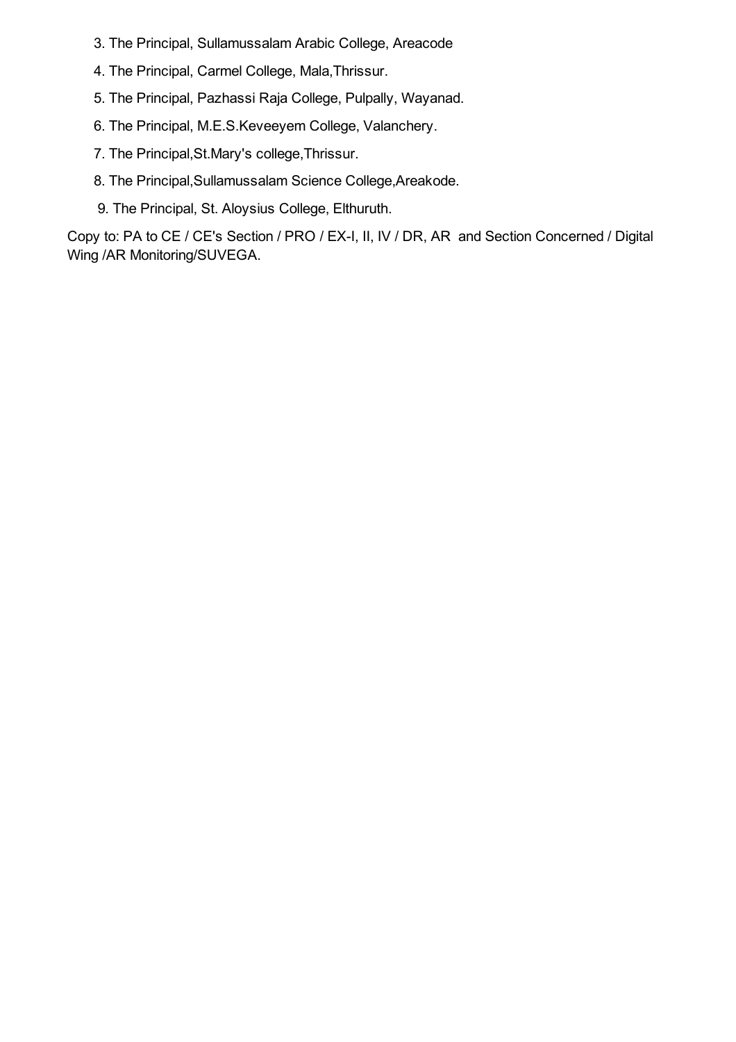3. The Principal, Sullamussalam Arabic College, Areacode
4. The Principal, Carmel College, Mala,Thrissur.
5. The Principal, Pazhassi Raja College, Pulpally, Wayanad.
6. The Principal, M.E.S.Keveeyem College, Valanchery.
7. The Principal,St.Mary's college,Thrissur.
8. The Principal,Sullamussalam Science College,Areakode.
9. The Principal, St. Aloysius College, Elthuruth.

Copy to: PA to CE / CE's Section / PRO / EX-I, II, IV / DR, AR and Section Concerned / Digital Wing /AR Monitoring/SUVEGA.